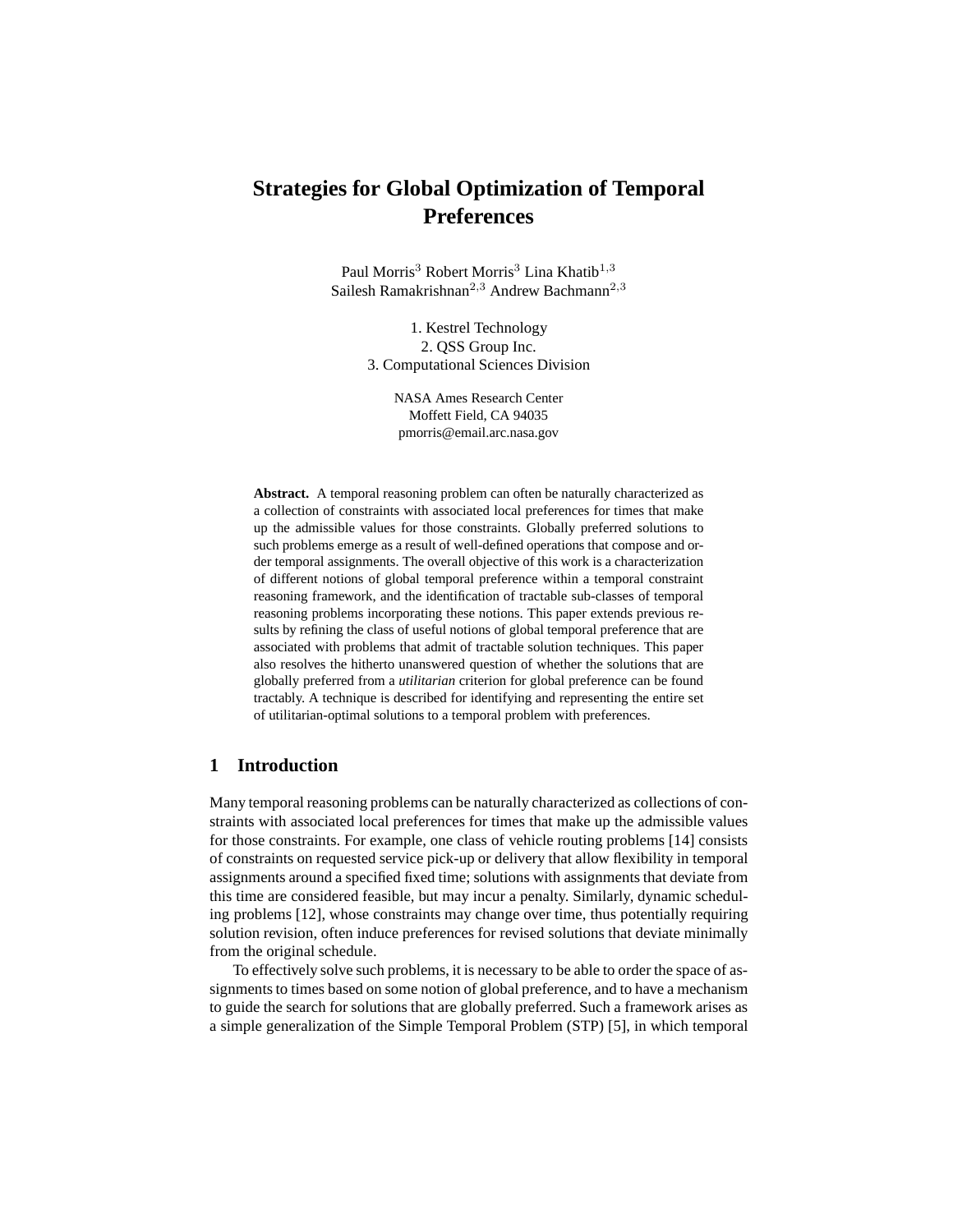# Strategies for Global Optimization of Temporal Preferences

Paul Morris[3] Robert Morris[3] Lina Khatib[1,3]
Sailesh Ramakrishnan[2,3] Andrew Bachmann[2,3]

1. Kestrel Technology
2. QSS Group Inc.
3. Computational Sciences Division

NASA Ames Research Center
Moffett Field, CA 94035
pmorris@email.arc.nasa.gov

**Abstract.** A temporal reasoning problem can often be naturally characterized as a collection of constraints with associated local preferences for times that make up the admissible values for those constraints. Globally preferred solutions to such problems emerge as a result of well-defined operations that compose and order temporal assignments. The overall objective of this work is a characterization of different notions of global temporal preference within a temporal constraint reasoning framework, and the identification of tractable sub-classes of temporal reasoning problems incorporating these notions. This paper extends previous results by refining the class of useful notions of global temporal preference that are associated with problems that admit of tractable solution techniques. This paper also resolves the hitherto unanswered question of whether the solutions that are globally preferred from a *utilitarian* criterion for global preference can be found tractably. A technique is described for identifying and representing the entire set of utilitarian-optimal solutions to a temporal problem with preferences.

## 1 Introduction

Many temporal reasoning problems can be naturally characterized as collections of constraints with associated local preferences for times that make up the admissible values for those constraints. For example, one class of vehicle routing problems [14] consists of constraints on requested service pick-up or delivery that allow flexibility in temporal assignments around a specified fixed time; solutions with assignments that deviate from this time are considered feasible, but may incur a penalty. Similarly, dynamic scheduling problems [12], whose constraints may change over time, thus potentially requiring solution revision, often induce preferences for revised solutions that deviate minimally from the original schedule.

To effectively solve such problems, it is necessary to be able to order the space of assignments to times based on some notion of global preference, and to have a mechanism to guide the search for solutions that are globally preferred. Such a framework arises as a simple generalization of the Simple Temporal Problem (STP) [5], in which temporal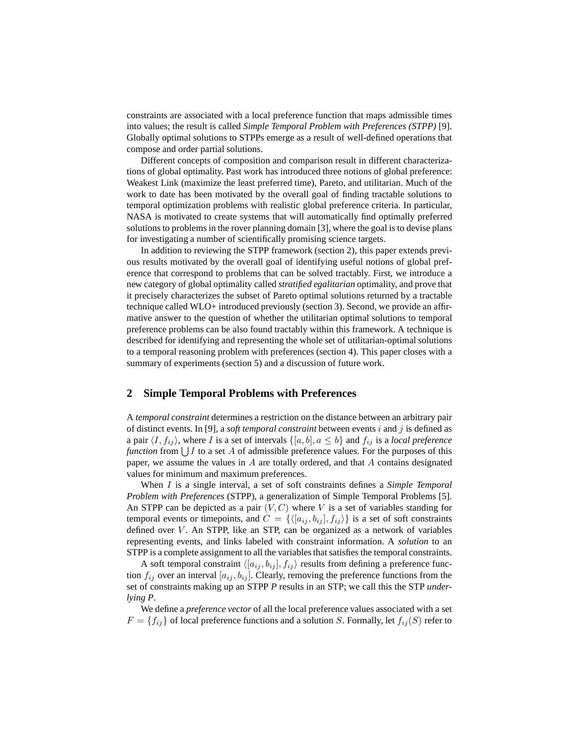constraints are associated with a local preference function that maps admissible times into values; the result is called *Simple Temporal Problem with Preferences (STPP)* [9]. Globally optimal solutions to STPPs emerge as a result of well-defined operations that compose and order partial solutions.

Different concepts of composition and comparison result in different characterizations of global optimality. Past work has introduced three notions of global preference: Weakest Link (maximize the least preferred time), Pareto, and utilitarian. Much of the work to date has been motivated by the overall goal of finding tractable solutions to temporal optimization problems with realistic global preference criteria. In particular, NASA is motivated to create systems that will automatically find optimally preferred solutions to problems in the rover planning domain [3], where the goal is to devise plans for investigating a number of scientifically promising science targets.

In addition to reviewing the STPP framework (section 2), this paper extends previous results motivated by the overall goal of identifying useful notions of global preference that correspond to problems that can be solved tractably. First, we introduce a new category of global optimality called *stratified egalitarian* optimality, and prove that it precisely characterizes the subset of Pareto optimal solutions returned by a tractable technique called WLO+ introduced previously (section 3). Second, we provide an affirmative answer to the question of whether the utilitarian optimal solutions to temporal preference problems can be also found tractably within this framework. A technique is described for identifying and representing the whole set of utilitarian-optimal solutions to a temporal reasoning problem with preferences (section 4). This paper closes with a summary of experiments (section 5) and a discussion of future work.

## 2 Simple Temporal Problems with Preferences

A *temporal constraint* determines a restriction on the distance between an arbitrary pair of distinct events. In [9], a *soft temporal constraint* between events $i$ and $j$ is defined as a pair $\langle I, f_{ij} \rangle$, where $I$ is a set of intervals $\{[a, b], a \leq b\}$ and $f_{ij}$ is a *local preference function* from $\bigcup I$ to a set $A$ of admissible preference values. For the purposes of this paper, we assume the values in $A$ are totally ordered, and that $A$ contains designated values for minimum and maximum preferences.

When $I$ is a single interval, a set of soft constraints defines a *Simple Temporal Problem with Preferences* (STPP), a generalization of Simple Temporal Problems [5]. An STPP can be depicted as a pair $(V, C)$ where $V$ is a set of variables standing for temporal events or timepoints, and $C = \{\langle [a_{ij}, b_{ij}], f_{ij} \rangle\}$ is a set of soft constraints defined over $V$. An STPP, like an STP, can be organized as a network of variables representing events, and links labeled with constraint information. A *solution* to an STPP is a complete assignment to all the variables that satisfies the temporal constraints.

A soft temporal constraint $\langle [a_{ij}, b_{ij}], f_{ij} \rangle$ results from defining a preference function $f_{ij}$ over an interval $[a_{ij}, b_{ij}]$. Clearly, removing the preference functions from the set of constraints making up an STPP *P* results in an STP; we call this the STP *underlying P*.

We define a *preference vector* of all the local preference values associated with a set $F = \{f_{ij}\}$ of local preference functions and a solution $S$. Formally, let $f_{ij}(S)$ refer to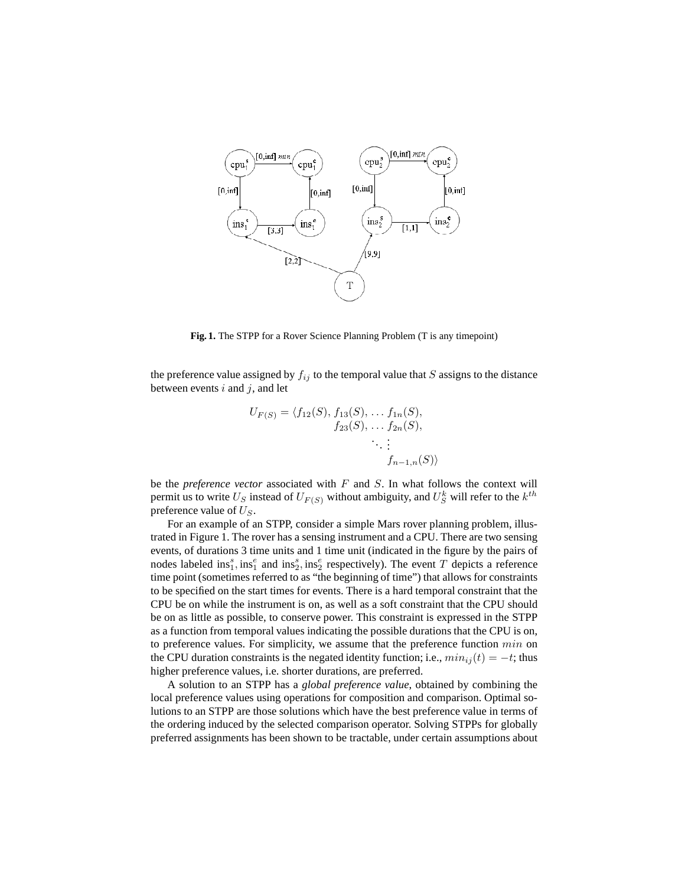**Fig. 1.** The STPP for a Rover Science Planning Problem (T is any timepoint)

the preference value assigned by $f_{ij}$ to the temporal value that $S$ assigns to the distance between events $i$ and $j$, and let

$$U_{F(S)} = \langle f_{12}(S), f_{13}(S), \ldots f_{1n}(S), \\ f_{23}(S), \ldots f_{2n}(S), \\ \ddots \vdots \\ f_{n-1,n}(S) \rangle$$

be the *preference vector* associated with $F$ and $S$. In what follows the context will permit us to write $U_S$ instead of $U_{F(S)}$ without ambiguity, and $U_S^k$ will refer to the $k^{th}$ preference value of $U_S$.

For an example of an STPP, consider a simple Mars rover planning problem, illustrated in Figure 1. The rover has a sensing instrument and a CPU. There are two sensing events, of durations 3 time units and 1 time unit (indicated in the figure by the pairs of nodes labeled $\text{ins}_1^s, \text{ins}_1^e$ and $\text{ins}_2^s, \text{ins}_2^e$ respectively). The event $T$ depicts a reference time point (sometimes referred to as "the beginning of time") that allows for constraints to be specified on the start times for events. There is a hard temporal constraint that the CPU be on while the instrument is on, as well as a soft constraint that the CPU should be on as little as possible, to conserve power. This constraint is expressed in the STPP as a function from temporal values indicating the possible durations that the CPU is on, to preference values. For simplicity, we assume that the preference function $min$ on the CPU duration constraints is the negated identity function; i.e., $min_{ij}(t) = -t$; thus higher preference values, i.e. shorter durations, are preferred.

A solution to an STPP has a *global preference value*, obtained by combining the local preference values using operations for composition and comparison. Optimal solutions to an STPP are those solutions which have the best preference value in terms of the ordering induced by the selected comparison operator. Solving STPPs for globally preferred assignments has been shown to be tractable, under certain assumptions about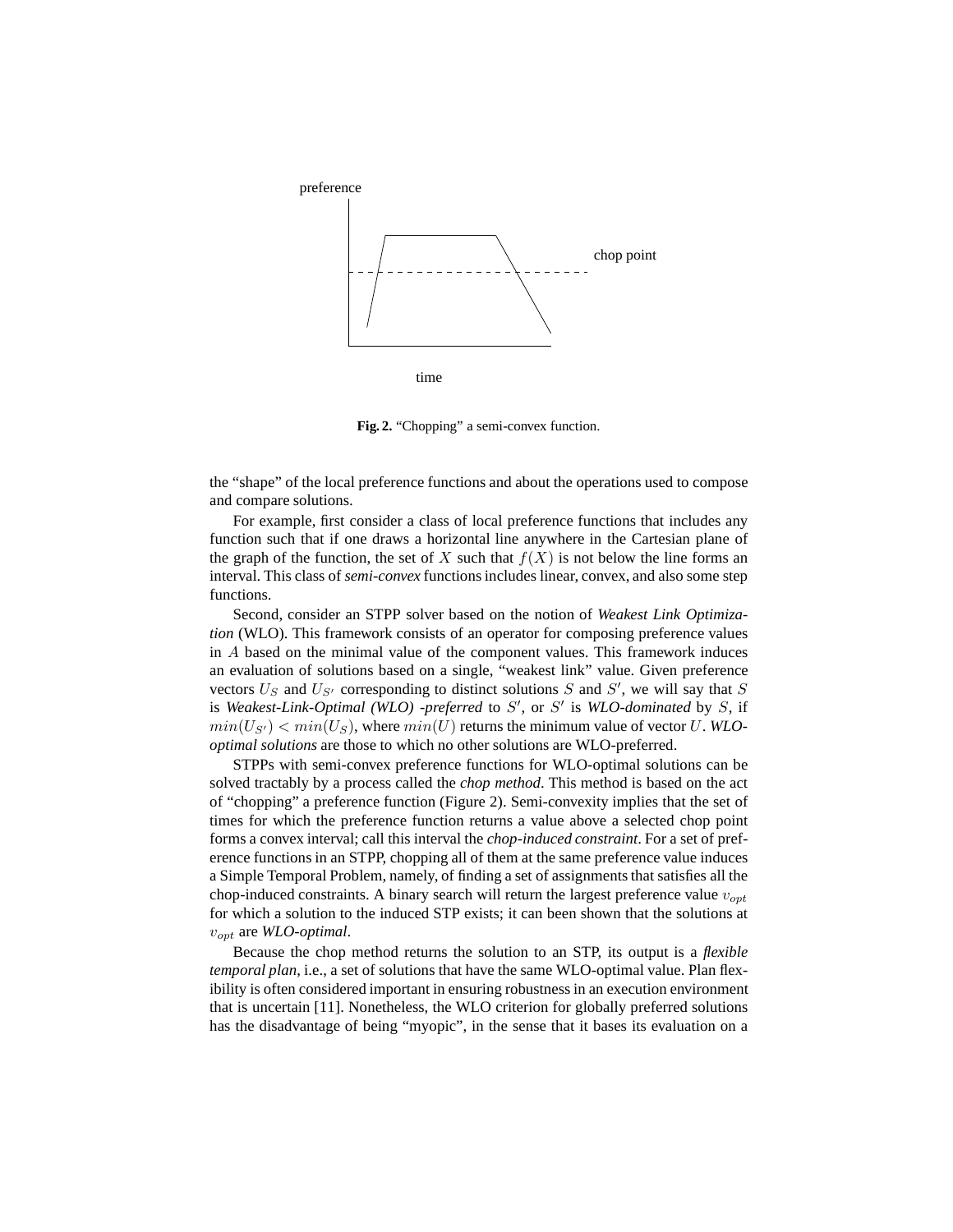preference

chop point

time

**Fig. 2.** "Chopping" a semi-convex function.

the "shape" of the local preference functions and about the operations used to compose and compare solutions.

For example, first consider a class of local preference functions that includes any function such that if one draws a horizontal line anywhere in the Cartesian plane of the graph of the function, the set of $X$ such that $f(X)$ is not below the line forms an interval. This class of *semi-convex* functions includes linear, convex, and also some step functions.

Second, consider an STPP solver based on the notion of *Weakest Link Optimization* (WLO). This framework consists of an operator for composing preference values in $A$ based on the minimal value of the component values. This framework induces an evaluation of solutions based on a single, "weakest link" value. Given preference vectors $U_S$ and $U_{S'}$ corresponding to distinct solutions $S$ and $S'$, we will say that $S$ is *Weakest-Link-Optimal (WLO) -preferred* to $S'$, or $S'$ is *WLO-dominated* by $S$, if $min(U_{S'}) < min(U_S)$, where $min(U)$ returns the minimum value of vector $U$. *WLO-optimal solutions* are those to which no other solutions are WLO-preferred.

STPPs with semi-convex preference functions for WLO-optimal solutions can be solved tractably by a process called the *chop method*. This method is based on the act of "chopping" a preference function (Figure 2). Semi-convexity implies that the set of times for which the preference function returns a value above a selected chop point forms a convex interval; call this interval the *chop-induced constraint*. For a set of preference functions in an STPP, chopping all of them at the same preference value induces a Simple Temporal Problem, namely, of finding a set of assignments that satisfies all the chop-induced constraints. A binary search will return the largest preference value $v_{opt}$ for which a solution to the induced STP exists; it can been shown that the solutions at $v_{opt}$ are *WLO-optimal*.

Because the chop method returns the solution to an STP, its output is a *flexible temporal plan*, i.e., a set of solutions that have the same WLO-optimal value. Plan flexibility is often considered important in ensuring robustness in an execution environment that is uncertain [11]. Nonetheless, the WLO criterion for globally preferred solutions has the disadvantage of being "myopic", in the sense that it bases its evaluation on a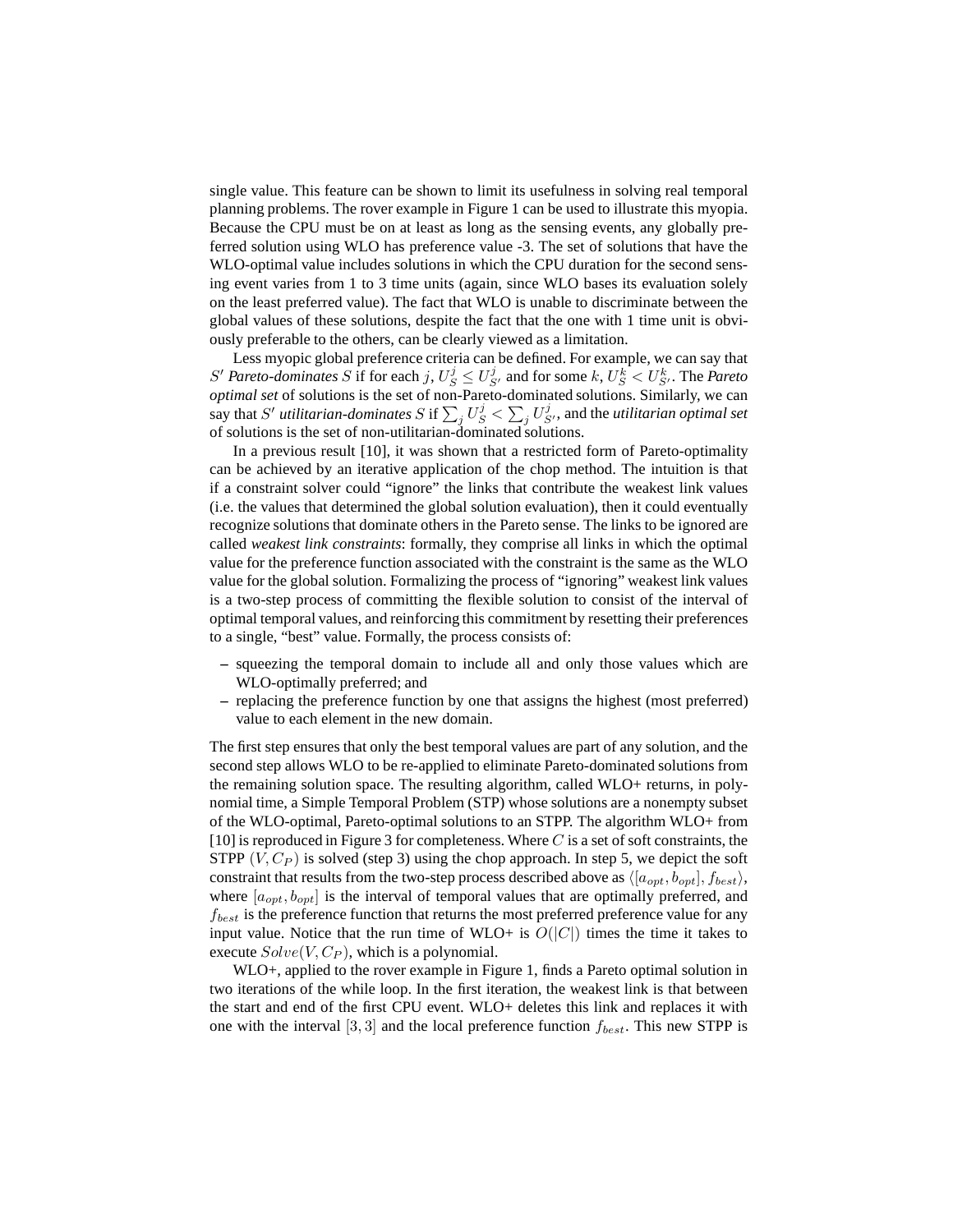single value. This feature can be shown to limit its usefulness in solving real temporal planning problems. The rover example in Figure 1 can be used to illustrate this myopia. Because the CPU must be on at least as long as the sensing events, any globally preferred solution using WLO has preference value -3. The set of solutions that have the WLO-optimal value includes solutions in which the CPU duration for the second sensing event varies from 1 to 3 time units (again, since WLO bases its evaluation solely on the least preferred value). The fact that WLO is unable to discriminate between the global values of these solutions, despite the fact that the one with 1 time unit is obviously preferable to the others, can be clearly viewed as a limitation.

Less myopic global preference criteria can be defined. For example, we can say that $S'$ *Pareto-dominates* $S$ if for each $j$, $U^j_S \leq U^j_{S'}$ and for some $k$, $U^k_S < U^k_{S'}$. The *Pareto optimal set* of solutions is the set of non-Pareto-dominated solutions. Similarly, we can say that $S'$ *utilitarian-dominates* $S$ if $\sum_j U^j_S < \sum_j U^j_{S'}$, and the *utilitarian optimal set* of solutions is the set of non-utilitarian-dominated solutions.

In a previous result [10], it was shown that a restricted form of Pareto-optimality can be achieved by an iterative application of the chop method. The intuition is that if a constraint solver could "ignore" the links that contribute the weakest link values (i.e. the values that determined the global solution evaluation), then it could eventually recognize solutions that dominate others in the Pareto sense. The links to be ignored are called *weakest link constraints*: formally, they comprise all links in which the optimal value for the preference function associated with the constraint is the same as the WLO value for the global solution. Formalizing the process of "ignoring" weakest link values is a two-step process of committing the flexible solution to consist of the interval of optimal temporal values, and reinforcing this commitment by resetting their preferences to a single, "best" value. Formally, the process consists of:

– squeezing the temporal domain to include all and only those values which are WLO-optimally preferred; and
– replacing the preference function by one that assigns the highest (most preferred) value to each element in the new domain.

The first step ensures that only the best temporal values are part of any solution, and the second step allows WLO to be re-applied to eliminate Pareto-dominated solutions from the remaining solution space. The resulting algorithm, called WLO+ returns, in polynomial time, a Simple Temporal Problem (STP) whose solutions are a nonempty subset of the WLO-optimal, Pareto-optimal solutions to an STPP. The algorithm WLO+ from [10] is reproduced in Figure 3 for completeness. Where $C$ is a set of soft constraints, the STPP $(V, C_P)$ is solved (step 3) using the chop approach. In step 5, we depict the soft constraint that results from the two-step process described above as $\langle [a_{opt}, b_{opt}], f_{best} \rangle$, where $[a_{opt}, b_{opt}]$ is the interval of temporal values that are optimally preferred, and $f_{best}$ is the preference function that returns the most preferred preference value for any input value. Notice that the run time of WLO+ is $O(|C|)$ times the time it takes to execute $Solve(V, C_P)$, which is a polynomial.

WLO+, applied to the rover example in Figure 1, finds a Pareto optimal solution in two iterations of the while loop. In the first iteration, the weakest link is that between the start and end of the first CPU event. WLO+ deletes this link and replaces it with one with the interval $[3, 3]$ and the local preference function $f_{best}$. This new STPP is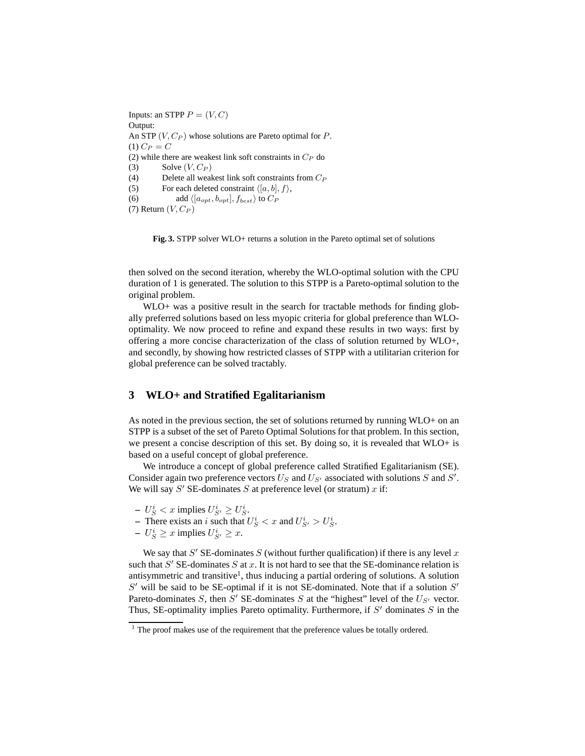Inputs: an STPP $P = (V, C)$
Output:
An STP $(V, C_P)$ whose solutions are Pareto optimal for $P$.
(1) $C_P = C$
(2) while there are weakest link soft constraints in $C_P$ do
(3) Solve $(V, C_P)$
(4) Delete all weakest link soft constraints from $C_P$
(5) For each deleted constraint $\langle [a, b], f \rangle$,
(6) add $\langle [a_{opt}, b_{opt}], f_{best} \rangle$ to $C_P$
(7) Return $(V, C_P)$

**Fig. 3.** STPP solver WLO+ returns a solution in the Pareto optimal set of solutions

then solved on the second iteration, whereby the WLO-optimal solution with the CPU duration of 1 is generated. The solution to this STPP is a Pareto-optimal solution to the original problem.

WLO+ was a positive result in the search for tractable methods for finding globally preferred solutions based on less myopic criteria for global preference than WLO-optimality. We now proceed to refine and expand these results in two ways: first by offering a more concise characterization of the class of solution returned by WLO+, and secondly, by showing how restricted classes of STPP with a utilitarian criterion for global preference can be solved tractably.

## 3 WLO+ and Stratified Egalitarianism

As noted in the previous section, the set of solutions returned by running WLO+ on an STPP is a subset of the set of Pareto Optimal Solutions for that problem. In this section, we present a concise description of this set. By doing so, it is revealed that WLO+ is based on a useful concept of global preference.

We introduce a concept of global preference called Stratified Egalitarianism (SE). Consider again two preference vectors $U_S$ and $U_{S'}$ associated with solutions $S$ and $S'$. We will say $S'$ SE-dominates $S$ at preference level (or stratum) $x$ if:

- $U_S^i < x$ implies $U_{S'}^i \geq U_S^i$.
- There exists an $i$ such that $U_S^i < x$ and $U_{S'}^i > U_S^i$.
- $U_S^i \geq x$ implies $U_{S'}^i \geq x$.

We say that $S'$ SE-dominates $S$ (without further qualification) if there is any level $x$ such that $S'$ SE-dominates $S$ at $x$. It is not hard to see that the SE-dominance relation is antisymmetric and transitive[1], thus inducing a partial ordering of solutions. A solution $S'$ will be said to be SE-optimal if it is not SE-dominated. Note that if a solution $S'$ Pareto-dominates $S$, then $S'$ SE-dominates $S$ at the "highest" level of the $U_{S'}$ vector. Thus, SE-optimality implies Pareto optimality. Furthermore, if $S'$ dominates $S$ in the

[1] The proof makes use of the requirement that the preference values be totally ordered.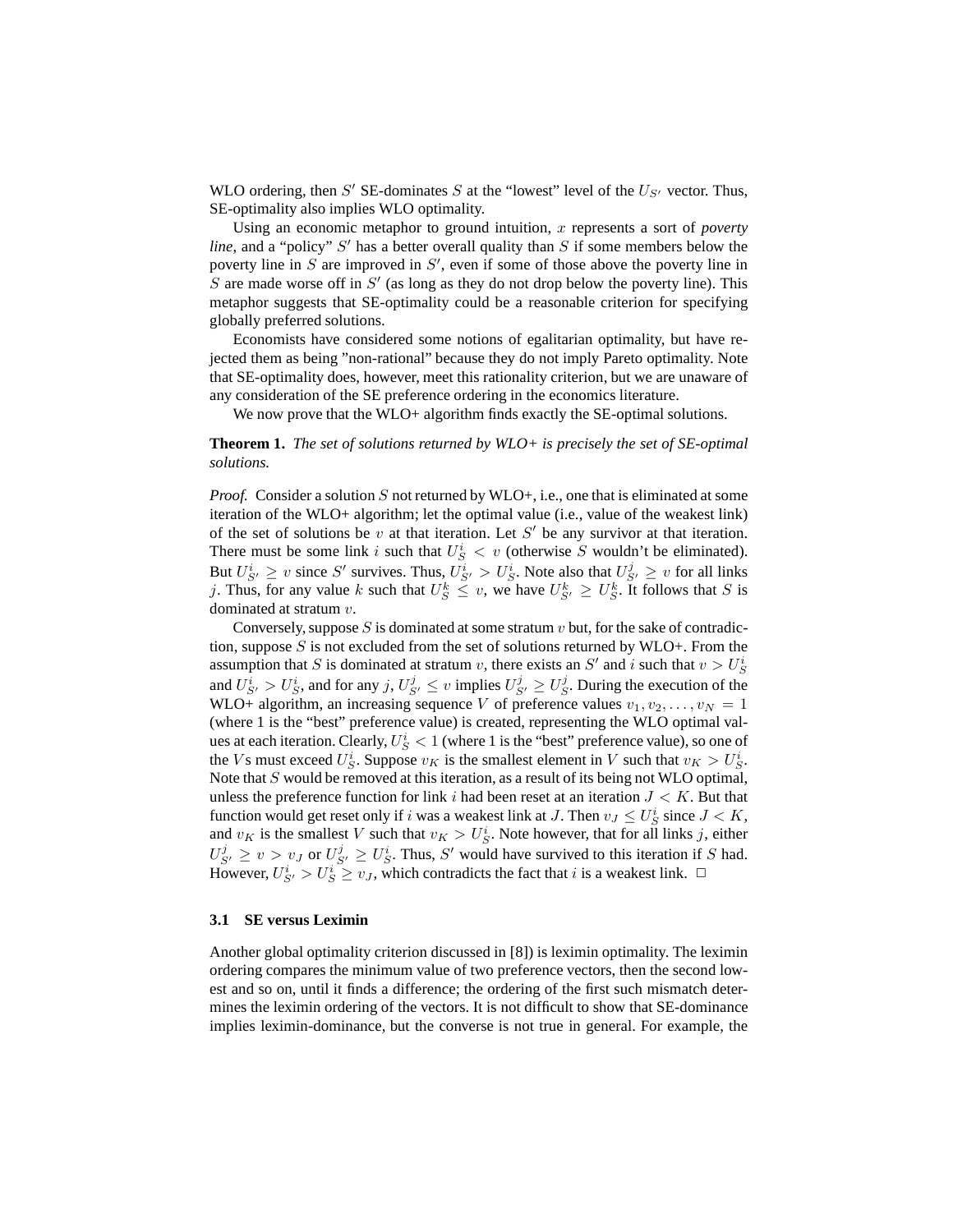WLO ordering, then $S'$ SE-dominates $S$ at the "lowest" level of the $U_{S'}$ vector. Thus, SE-optimality also implies WLO optimality.

Using an economic metaphor to ground intuition, $x$ represents a sort of *poverty line*, and a "policy" $S'$ has a better overall quality than $S$ if some members below the poverty line in $S$ are improved in $S'$, even if some of those above the poverty line in $S$ are made worse off in $S'$ (as long as they do not drop below the poverty line). This metaphor suggests that SE-optimality could be a reasonable criterion for specifying globally preferred solutions.

Economists have considered some notions of egalitarian optimality, but have rejected them as being "non-rational" because they do not imply Pareto optimality. Note that SE-optimality does, however, meet this rationality criterion, but we are unaware of any consideration of the SE preference ordering in the economics literature.

We now prove that the WLO+ algorithm finds exactly the SE-optimal solutions.

**Theorem 1.** *The set of solutions returned by WLO+ is precisely the set of SE-optimal solutions.*

*Proof.* Consider a solution $S$ not returned by WLO+, i.e., one that is eliminated at some iteration of the WLO+ algorithm; let the optimal value (i.e., value of the weakest link) of the set of solutions be $v$ at that iteration. Let $S'$ be any survivor at that iteration. There must be some link $i$ such that $U_S^i < v$ (otherwise $S$ wouldn't be eliminated). But $U_{S'}^i \geq v$ since $S'$ survives. Thus, $U_{S'}^i > U_S^i$. Note also that $U_{S'}^j \geq v$ for all links $j$. Thus, for any value $k$ such that $U_S^k \leq v$, we have $U_{S'}^k \geq U_S^k$. It follows that $S$ is dominated at stratum $v$.

Conversely, suppose $S$ is dominated at some stratum $v$ but, for the sake of contradiction, suppose $S$ is not excluded from the set of solutions returned by WLO+. From the assumption that $S$ is dominated at stratum $v$, there exists an $S'$ and $i$ such that $v > U_S^i$ and $U_{S'}^i > U_S^i$, and for any $j$, $U_{S'}^j \leq v$ implies $U_{S'}^j \geq U_S^j$. During the execution of the WLO+ algorithm, an increasing sequence $V$ of preference values $v_1, v_2, \ldots, v_N = 1$ (where 1 is the "best" preference value) is created, representing the WLO optimal values at each iteration. Clearly, $U_S^i < 1$ (where 1 is the "best" preference value), so one of the $V$s must exceed $U_S^i$. Suppose $v_K$ is the smallest element in $V$ such that $v_K > U_S^i$. Note that $S$ would be removed at this iteration, as a result of its being not WLO optimal, unless the preference function for link $i$ had been reset at an iteration $J < K$. But that function would get reset only if $i$ was a weakest link at $J$. Then $v_J \leq U_S^i$ since $J < K$, and $v_K$ is the smallest $V$ such that $v_K > U_S^i$. Note however, that for all links $j$, either $U_{S'}^j \geq v > v_J$ or $U_{S'}^j \geq U_S^i$. Thus, $S'$ would have survived to this iteration if $S$ had. However, $U_{S'}^i > U_S^i \geq v_J$, which contradicts the fact that $i$ is a weakest link. □

### 3.1 SE versus Leximin

Another global optimality criterion discussed in [8]) is leximin optimality. The leximin ordering compares the minimum value of two preference vectors, then the second lowest and so on, until it finds a difference; the ordering of the first such mismatch determines the leximin ordering of the vectors. It is not difficult to show that SE-dominance implies leximin-dominance, but the converse is not true in general. For example, the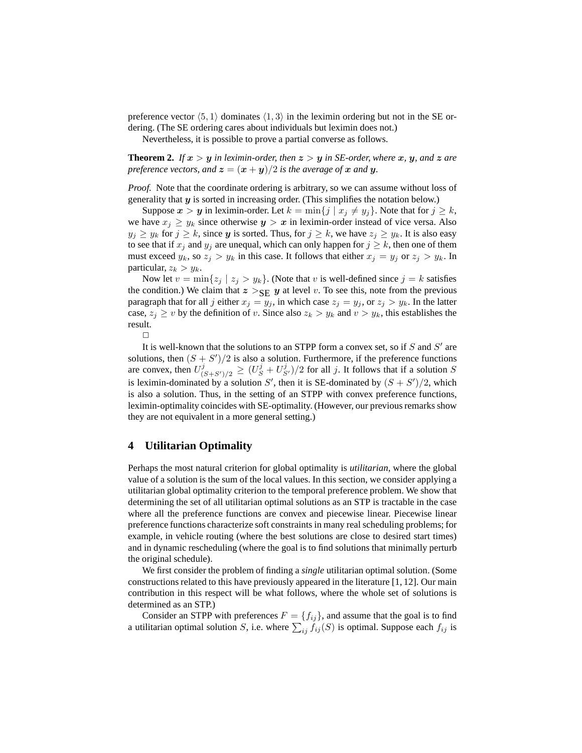preference vector $\langle 5, 1\rangle$ dominates $\langle 1, 3\rangle$ in the leximin ordering but not in the SE ordering. (The SE ordering cares about individuals but leximin does not.)

Nevertheless, it is possible to prove a partial converse as follows.

**Theorem 2.** *If $\boldsymbol{x} > \boldsymbol{y}$ in leximin-order, then $\boldsymbol{z} > \boldsymbol{y}$ in SE-order, where $\boldsymbol{x}$, $\boldsymbol{y}$, and $\boldsymbol{z}$ are preference vectors, and $\boldsymbol{z} = (\boldsymbol{x} + \boldsymbol{y})/2$ is the average of $\boldsymbol{x}$ and $\boldsymbol{y}$.*

*Proof.* Note that the coordinate ordering is arbitrary, so we can assume without loss of generality that $\boldsymbol{y}$ is sorted in increasing order. (This simplifies the notation below.)

Suppose $\boldsymbol{x} > \boldsymbol{y}$ in leximin-order. Let $k = \min\{j \mid x_j \neq y_j\}$. Note that for $j \geq k$, we have $x_j \geq y_k$ since otherwise $\boldsymbol{y} > \boldsymbol{x}$ in leximin-order instead of vice versa. Also $y_j \geq y_k$ for $j \geq k$, since $\boldsymbol{y}$ is sorted. Thus, for $j \geq k$, we have $z_j \geq y_k$. It is also easy to see that if $x_j$ and $y_j$ are unequal, which can only happen for $j \geq k$, then one of them must exceed $y_k$, so $z_j > y_k$ in this case. It follows that either $x_j = y_j$ or $z_j > y_k$. In particular, $z_k > y_k$.

Now let $v = \min\{z_j \mid z_j > y_k\}$. (Note that $v$ is well-defined since $j = k$ satisfies the condition.) We claim that $\boldsymbol{z} >_{\text{SE}} \boldsymbol{y}$ at level $v$. To see this, note from the previous paragraph that for all $j$ either $x_j = y_j$, in which case $z_j = y_j$, or $z_j > y_k$. In the latter case, $z_j \geq v$ by the definition of $v$. Since also $z_k > y_k$ and $v > y_k$, this establishes the result.

□

It is well-known that the solutions to an STPP form a convex set, so if $S$ and $S'$ are solutions, then $(S + S')/2$ is also a solution. Furthermore, if the preference functions are convex, then $U^j_{(S+S')/2} \geq (U^j_S + U^j_{S'})/2$ for all $j$. It follows that if a solution $S$ is leximin-dominated by a solution $S'$, then it is SE-dominated by $(S + S')/2$, which is also a solution. Thus, in the setting of an STPP with convex preference functions, leximin-optimality coincides with SE-optimality. (However, our previous remarks show they are not equivalent in a more general setting.)

## 4 Utilitarian Optimality

Perhaps the most natural criterion for global optimality is *utilitarian*, where the global value of a solution is the sum of the local values. In this section, we consider applying a utilitarian global optimality criterion to the temporal preference problem. We show that determining the set of all utilitarian optimal solutions as an STP is tractable in the case where all the preference functions are convex and piecewise linear. Piecewise linear preference functions characterize soft constraints in many real scheduling problems; for example, in vehicle routing (where the best solutions are close to desired start times) and in dynamic rescheduling (where the goal is to find solutions that minimally perturb the original schedule).

We first consider the problem of finding a *single* utilitarian optimal solution. (Some constructions related to this have previously appeared in the literature [1, 12]. Our main contribution in this respect will be what follows, where the whole set of solutions is determined as an STP.)

Consider an STPP with preferences $F = \{f_{ij}\}$, and assume that the goal is to find a utilitarian optimal solution $S$, i.e. where $\sum_{ij} f_{ij}(S)$ is optimal. Suppose each $f_{ij}$ is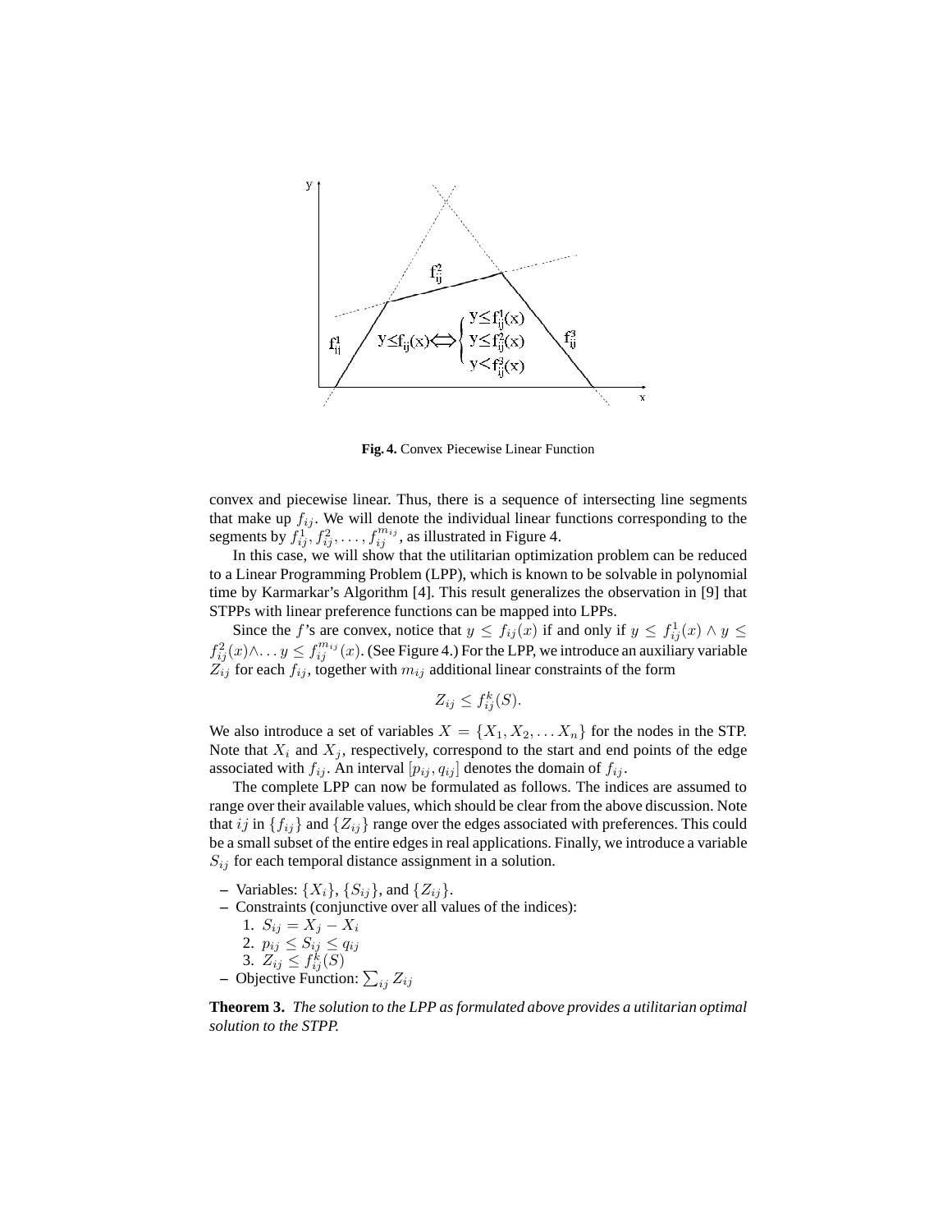Fig. 4. Convex Piecewise Linear Function

convex and piecewise linear. Thus, there is a sequence of intersecting line segments that make up $f_{ij}$. We will denote the individual linear functions corresponding to the segments by $f_{ij}^1, f_{ij}^2, \ldots, f_{ij}^{m_{ij}}$, as illustrated in Figure 4.

In this case, we will show that the utilitarian optimization problem can be reduced to a Linear Programming Problem (LPP), which is known to be solvable in polynomial time by Karmarkar's Algorithm [4]. This result generalizes the observation in [9] that STPPs with linear preference functions can be mapped into LPPs.

Since the $f$'s are convex, notice that $y \leq f_{ij}(x)$ if and only if $y \leq f_{ij}^1(x) \wedge y \leq f_{ij}^2(x) \wedge \ldots y \leq f_{ij}^{m_{ij}}(x)$. (See Figure 4.) For the LPP, we introduce an auxiliary variable $Z_{ij}$ for each $f_{ij}$, together with $m_{ij}$ additional linear constraints of the form

$$Z_{ij} \leq f_{ij}^k(S).$$

We also introduce a set of variables $X = \{X_1, X_2, \ldots X_n\}$ for the nodes in the STP. Note that $X_i$ and $X_j$, respectively, correspond to the start and end points of the edge associated with $f_{ij}$. An interval $[p_{ij}, q_{ij}]$ denotes the domain of $f_{ij}$.

The complete LPP can now be formulated as follows. The indices are assumed to range over their available values, which should be clear from the above discussion. Note that $ij$ in $\{f_{ij}\}$ and $\{Z_{ij}\}$ range over the edges associated with preferences. This could be a small subset of the entire edges in real applications. Finally, we introduce a variable $S_{ij}$ for each temporal distance assignment in a solution.

- Variables: $\{X_i\}$, $\{S_{ij}\}$, and $\{Z_{ij}\}$.
- Constraints (conjunctive over all values of the indices):
  1. $S_{ij} = X_j - X_i$
  2. $p_{ij} \leq S_{ij} \leq q_{ij}$
  3. $Z_{ij} \leq f_{ij}^k(S)$
- Objective Function: $\sum_{ij} Z_{ij}$

**Theorem 3.** *The solution to the LPP as formulated above provides a utilitarian optimal solution to the STPP.*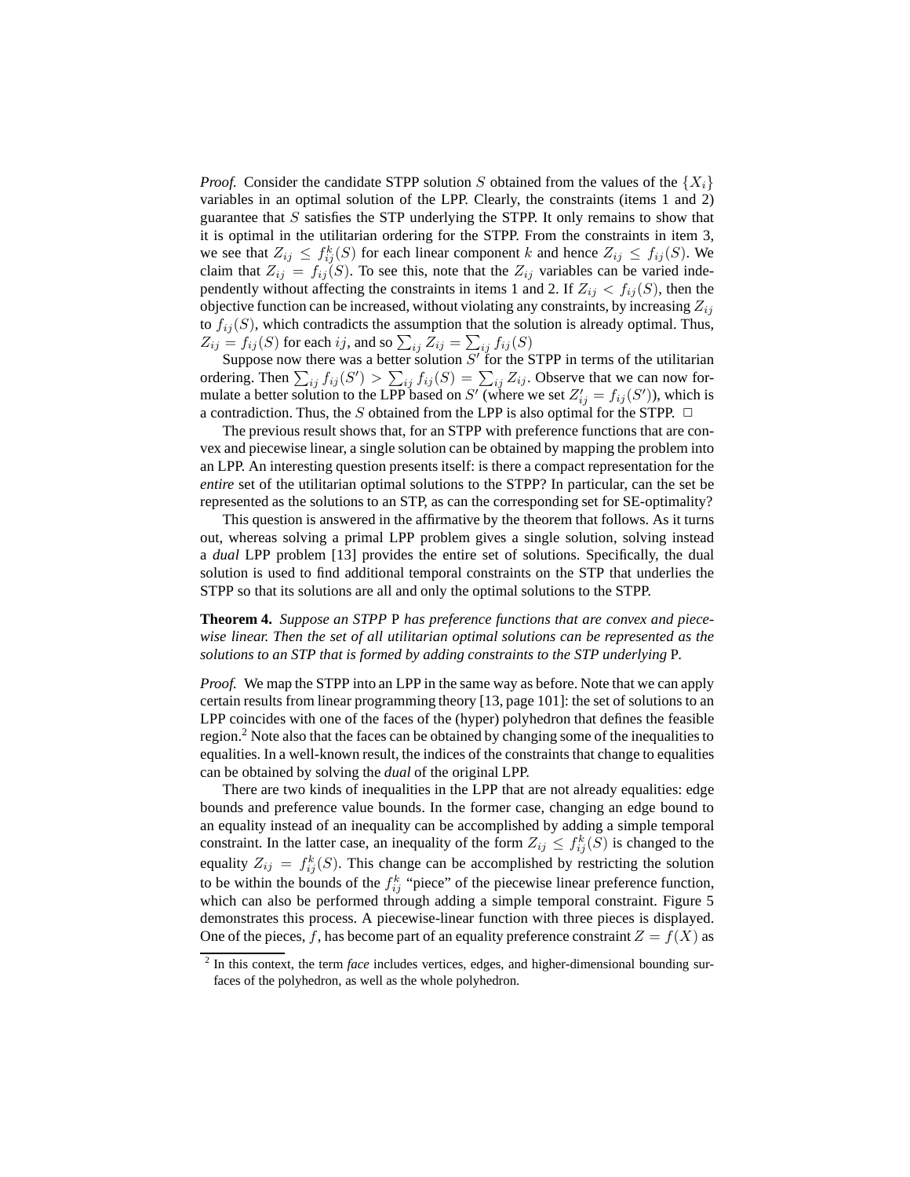*Proof.* Consider the candidate STPP solution $S$ obtained from the values of the $\{X_i\}$ variables in an optimal solution of the LPP. Clearly, the constraints (items 1 and 2) guarantee that $S$ satisfies the STP underlying the STPP. It only remains to show that it is optimal in the utilitarian ordering for the STPP. From the constraints in item 3, we see that $Z_{ij} \leq f_{ij}^k(S)$ for each linear component $k$ and hence $Z_{ij} \leq f_{ij}(S)$. We claim that $Z_{ij} = f_{ij}(S)$. To see this, note that the $Z_{ij}$ variables can be varied independently without affecting the constraints in items 1 and 2. If $Z_{ij} < f_{ij}(S)$, then the objective function can be increased, without violating any constraints, by increasing $Z_{ij}$ to $f_{ij}(S)$, which contradicts the assumption that the solution is already optimal. Thus, $Z_{ij} = f_{ij}(S)$ for each $ij$, and so $\sum_{ij} Z_{ij} = \sum_{ij} f_{ij}(S)$

Suppose now there was a better solution $S'$ for the STPP in terms of the utilitarian ordering. Then $\sum_{ij} f_{ij}(S') > \sum_{ij} f_{ij}(S) = \sum_{ij} Z_{ij}$. Observe that we can now formulate a better solution to the LPP based on $S'$ (where we set $Z'_{ij} = f_{ij}(S')$), which is a contradiction. Thus, the $S$ obtained from the LPP is also optimal for the STPP. □

The previous result shows that, for an STPP with preference functions that are convex and piecewise linear, a single solution can be obtained by mapping the problem into an LPP. An interesting question presents itself: is there a compact representation for the *entire* set of the utilitarian optimal solutions to the STPP? In particular, can the set be represented as the solutions to an STP, as can the corresponding set for SE-optimality?

This question is answered in the affirmative by the theorem that follows. As it turns out, whereas solving a primal LPP problem gives a single solution, solving instead a *dual* LPP problem [13] provides the entire set of solutions. Specifically, the dual solution is used to find additional temporal constraints on the STP that underlies the STPP so that its solutions are all and only the optimal solutions to the STPP.

**Theorem 4.** *Suppose an STPP* P *has preference functions that are convex and piecewise linear. Then the set of all utilitarian optimal solutions can be represented as the solutions to an STP that is formed by adding constraints to the STP underlying* P*.*

*Proof.* We map the STPP into an LPP in the same way as before. Note that we can apply certain results from linear programming theory [13, page 101]: the set of solutions to an LPP coincides with one of the faces of the (hyper) polyhedron that defines the feasible region.[2] Note also that the faces can be obtained by changing some of the inequalities to equalities. In a well-known result, the indices of the constraints that change to equalities can be obtained by solving the *dual* of the original LPP.

There are two kinds of inequalities in the LPP that are not already equalities: edge bounds and preference value bounds. In the former case, changing an edge bound to an equality instead of an inequality can be accomplished by adding a simple temporal constraint. In the latter case, an inequality of the form $Z_{ij} \leq f_{ij}^k(S)$ is changed to the equality $Z_{ij} = f_{ij}^k(S)$. This change can be accomplished by restricting the solution to be within the bounds of the $f_{ij}^k$ "piece" of the piecewise linear preference function, which can also be performed through adding a simple temporal constraint. Figure 5 demonstrates this process. A piecewise-linear function with three pieces is displayed. One of the pieces, $f$, has become part of an equality preference constraint $Z = f(X)$ as

[2] In this context, the term *face* includes vertices, edges, and higher-dimensional bounding surfaces of the polyhedron, as well as the whole polyhedron.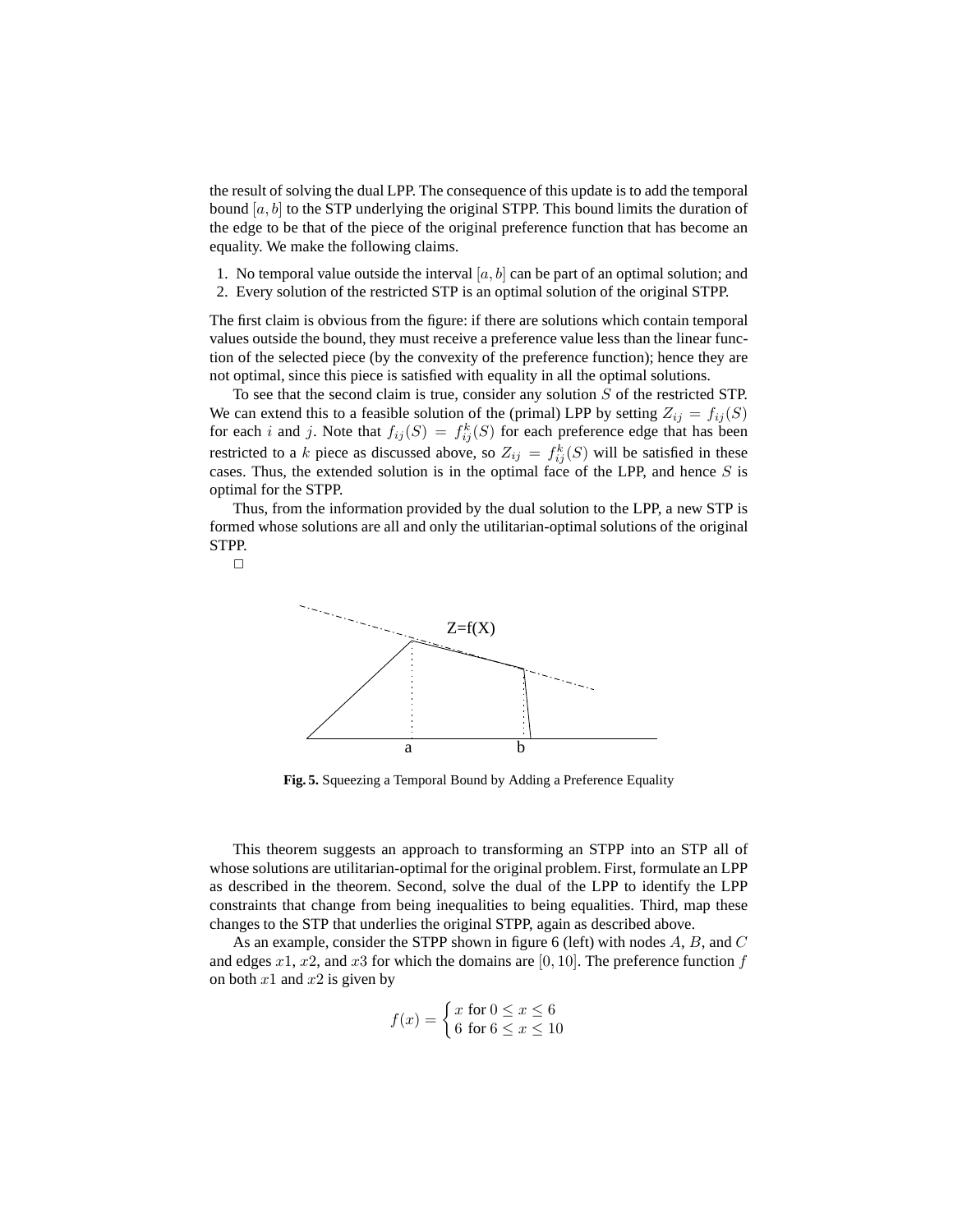the result of solving the dual LPP. The consequence of this update is to add the temporal bound $[a, b]$ to the STP underlying the original STPP. This bound limits the duration of the edge to be that of the piece of the original preference function that has become an equality. We make the following claims.

1. No temporal value outside the interval $[a, b]$ can be part of an optimal solution; and
2. Every solution of the restricted STP is an optimal solution of the original STPP.

The first claim is obvious from the figure: if there are solutions which contain temporal values outside the bound, they must receive a preference value less than the linear function of the selected piece (by the convexity of the preference function); hence they are not optimal, since this piece is satisfied with equality in all the optimal solutions.

To see that the second claim is true, consider any solution $S$ of the restricted STP. We can extend this to a feasible solution of the (primal) LPP by setting $Z_{ij} = f_{ij}(S)$ for each $i$ and $j$. Note that $f_{ij}(S) = f_{ij}^k(S)$ for each preference edge that has been restricted to a $k$ piece as discussed above, so $Z_{ij} = f_{ij}^k(S)$ will be satisfied in these cases. Thus, the extended solution is in the optimal face of the LPP, and hence $S$ is optimal for the STPP.

Thus, from the information provided by the dual solution to the LPP, a new STP is formed whose solutions are all and only the utilitarian-optimal solutions of the original STPP.

□

**Fig. 5.** Squeezing a Temporal Bound by Adding a Preference Equality

This theorem suggests an approach to transforming an STPP into an STP all of whose solutions are utilitarian-optimal for the original problem. First, formulate an LPP as described in the theorem. Second, solve the dual of the LPP to identify the LPP constraints that change from being inequalities to being equalities. Third, map these changes to the STP that underlies the original STPP, again as described above.

As an example, consider the STPP shown in figure 6 (left) with nodes $A$, $B$, and $C$ and edges $x1$, $x2$, and $x3$ for which the domains are $[0, 10]$. The preference function $f$ on both $x1$ and $x2$ is given by

$$f(x) = \begin{cases} x \text{ for } 0 \leq x \leq 6 \\ 6 \text{ for } 6 \leq x \leq 10 \end{cases}$$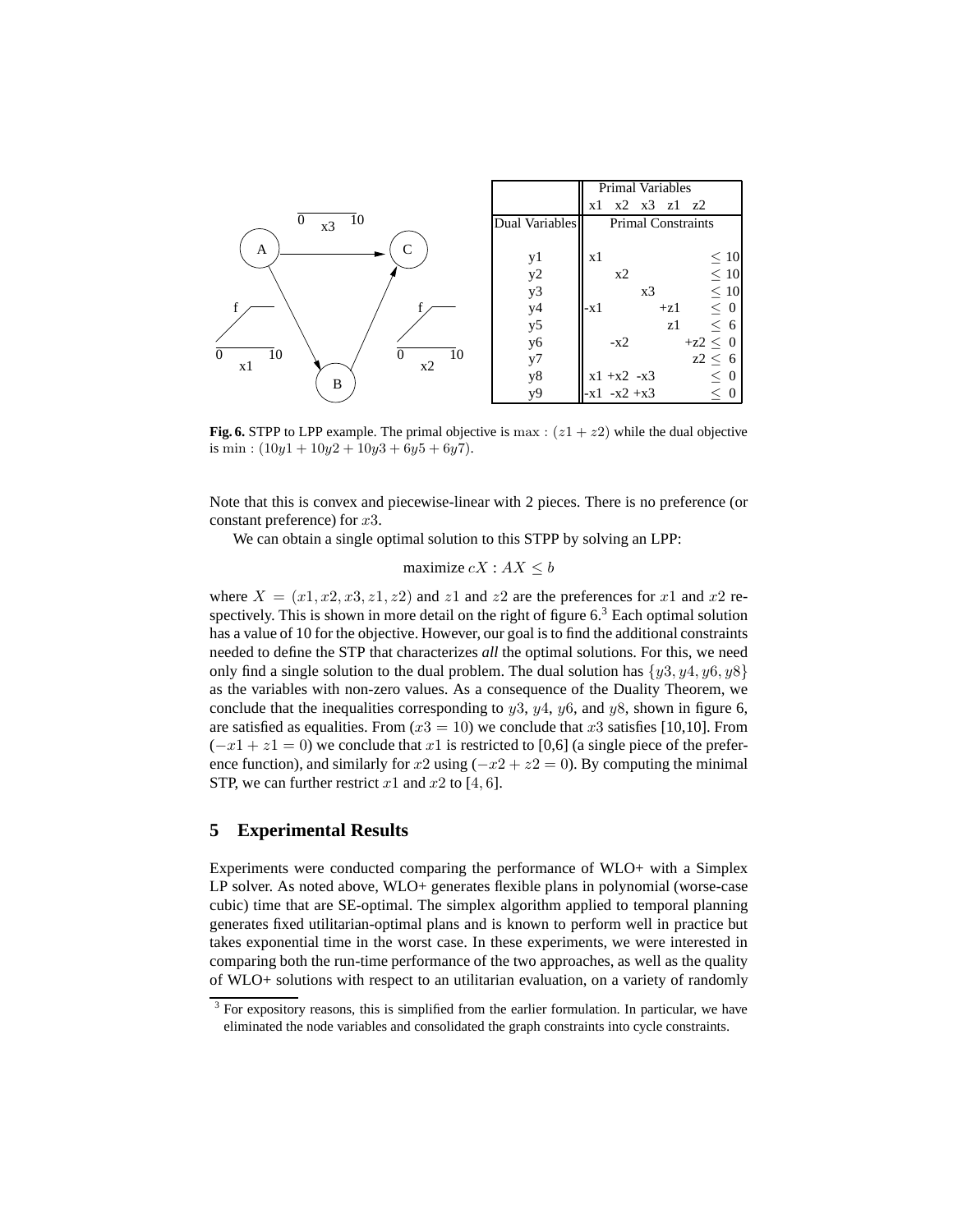| | Primal Variables |
|---|---|
| | x1 x2 x3 z1 z2 |
| Dual Variables | Primal Constraints |
| y1 | x1 $\leq$ 10 |
| y2 | x2 $\leq$ 10 |
| y3 | x3 $\leq$ 10 |
| y4 | -x1 +z1 $\leq$ 0 |
| y5 | z1 $\leq$ 6 |
| y6 | -x2 +z2 $\leq$ 0 |
| y7 | z2 $\leq$ 6 |
| y8 | x1 +x2 -x3 $\leq$ 0 |
| y9 | -x1 -x2 +x3 $\leq$ 0 |

**Fig. 6.** STPP to LPP example. The primal objective is $\max : (z1 + z2)$ while the dual objective is $\min : (10y1 + 10y2 + 10y3 + 6y5 + 6y7)$.

Note that this is convex and piecewise-linear with 2 pieces. There is no preference (or constant preference) for $x3$.

We can obtain a single optimal solution to this STPP by solving an LPP:

$$\text{maximize } cX : AX \leq b$$

where $X = (x1, x2, x3, z1, z2)$ and $z1$ and $z2$ are the preferences for $x1$ and $x2$ respectively. This is shown in more detail on the right of figure 6.[3] Each optimal solution has a value of 10 for the objective. However, our goal is to find the additional constraints needed to define the STP that characterizes *all* the optimal solutions. For this, we need only find a single solution to the dual problem. The dual solution has $\{y3, y4, y6, y8\}$ as the variables with non-zero values. As a consequence of the Duality Theorem, we conclude that the inequalities corresponding to $y3$, $y4$, $y6$, and $y8$, shown in figure 6, are satisfied as equalities. From $(x3 = 10)$ we conclude that $x3$ satisfies [10,10]. From $(-x1 + z1 = 0)$ we conclude that $x1$ is restricted to [0,6] (a single piece of the preference function), and similarly for $x2$ using $(-x2 + z2 = 0)$. By computing the minimal STP, we can further restrict $x1$ and $x2$ to $[4, 6]$.

## 5 Experimental Results

Experiments were conducted comparing the performance of WLO+ with a Simplex LP solver. As noted above, WLO+ generates flexible plans in polynomial (worse-case cubic) time that are SE-optimal. The simplex algorithm applied to temporal planning generates fixed utilitarian-optimal plans and is known to perform well in practice but takes exponential time in the worst case. In these experiments, we were interested in comparing both the run-time performance of the two approaches, as well as the quality of WLO+ solutions with respect to an utilitarian evaluation, on a variety of randomly

[3] For expository reasons, this is simplified from the earlier formulation. In particular, we have eliminated the node variables and consolidated the graph constraints into cycle constraints.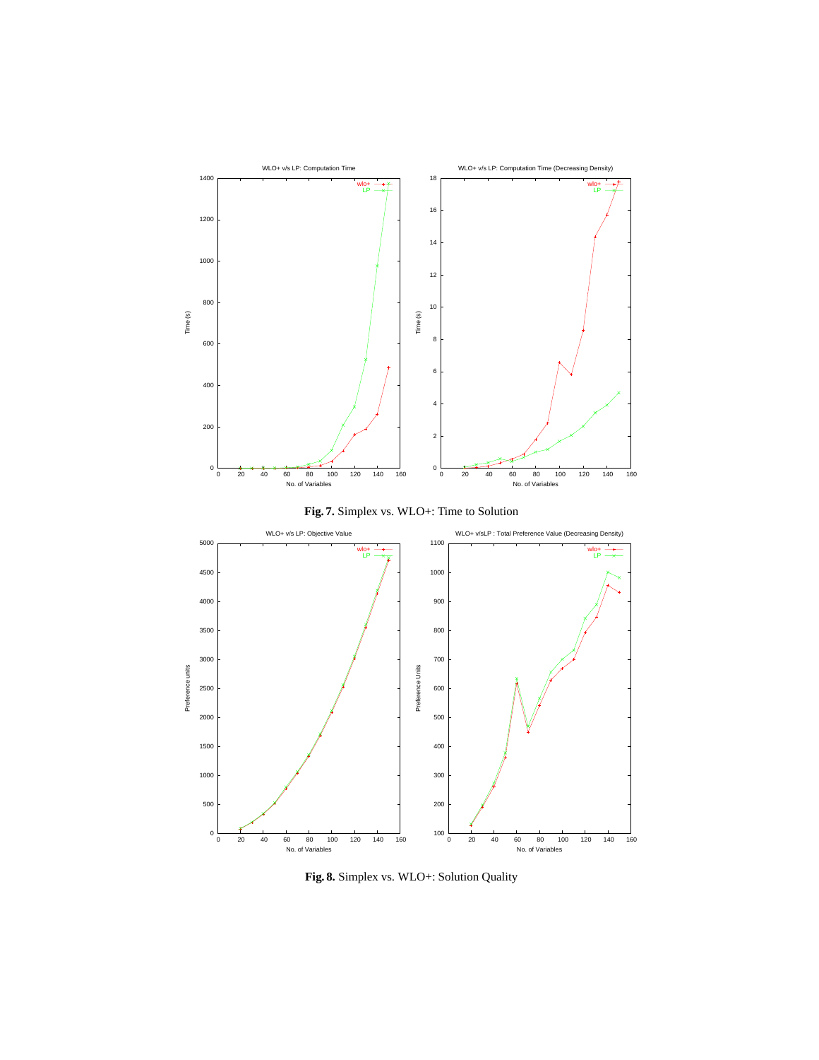**Fig. 7.** Simplex vs. WLO+: Time to Solution

**Fig. 8.** Simplex vs. WLO+: Solution Quality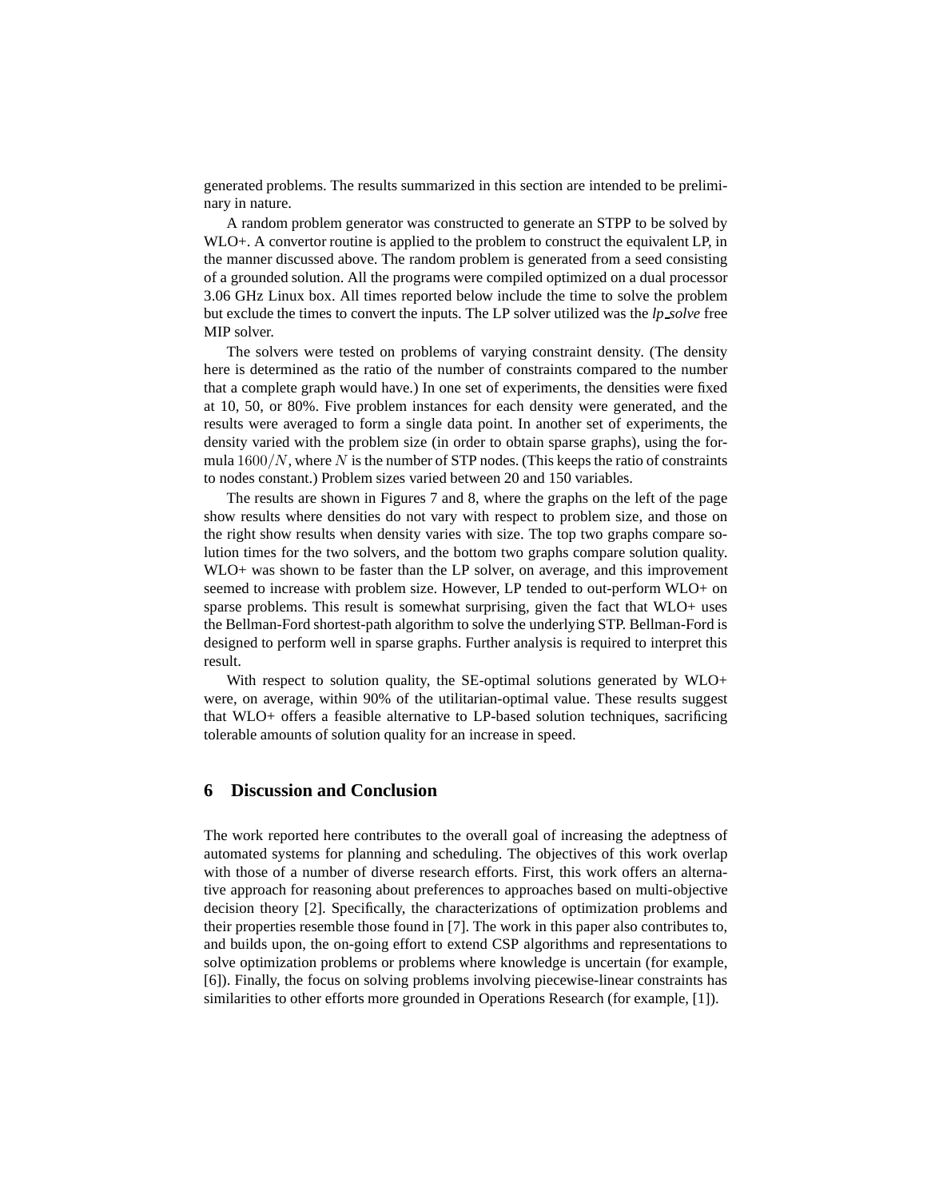generated problems. The results summarized in this section are intended to be preliminary in nature.

A random problem generator was constructed to generate an STPP to be solved by WLO+. A convertor routine is applied to the problem to construct the equivalent LP, in the manner discussed above. The random problem is generated from a seed consisting of a grounded solution. All the programs were compiled optimized on a dual processor 3.06 GHz Linux box. All times reported below include the time to solve the problem but exclude the times to convert the inputs. The LP solver utilized was the *lp_solve* free MIP solver.

The solvers were tested on problems of varying constraint density. (The density here is determined as the ratio of the number of constraints compared to the number that a complete graph would have.) In one set of experiments, the densities were fixed at 10, 50, or 80%. Five problem instances for each density were generated, and the results were averaged to form a single data point. In another set of experiments, the density varied with the problem size (in order to obtain sparse graphs), using the formula $1600/N$, where $N$ is the number of STP nodes. (This keeps the ratio of constraints to nodes constant.) Problem sizes varied between 20 and 150 variables.

The results are shown in Figures 7 and 8, where the graphs on the left of the page show results where densities do not vary with respect to problem size, and those on the right show results when density varies with size. The top two graphs compare solution times for the two solvers, and the bottom two graphs compare solution quality. WLO+ was shown to be faster than the LP solver, on average, and this improvement seemed to increase with problem size. However, LP tended to out-perform WLO+ on sparse problems. This result is somewhat surprising, given the fact that WLO+ uses the Bellman-Ford shortest-path algorithm to solve the underlying STP. Bellman-Ford is designed to perform well in sparse graphs. Further analysis is required to interpret this result.

With respect to solution quality, the SE-optimal solutions generated by WLO+ were, on average, within 90% of the utilitarian-optimal value. These results suggest that WLO+ offers a feasible alternative to LP-based solution techniques, sacrificing tolerable amounts of solution quality for an increase in speed.

## 6 Discussion and Conclusion

The work reported here contributes to the overall goal of increasing the adeptness of automated systems for planning and scheduling. The objectives of this work overlap with those of a number of diverse research efforts. First, this work offers an alternative approach for reasoning about preferences to approaches based on multi-objective decision theory [2]. Specifically, the characterizations of optimization problems and their properties resemble those found in [7]. The work in this paper also contributes to, and builds upon, the on-going effort to extend CSP algorithms and representations to solve optimization problems or problems where knowledge is uncertain (for example, [6]). Finally, the focus on solving problems involving piecewise-linear constraints has similarities to other efforts more grounded in Operations Research (for example, [1]).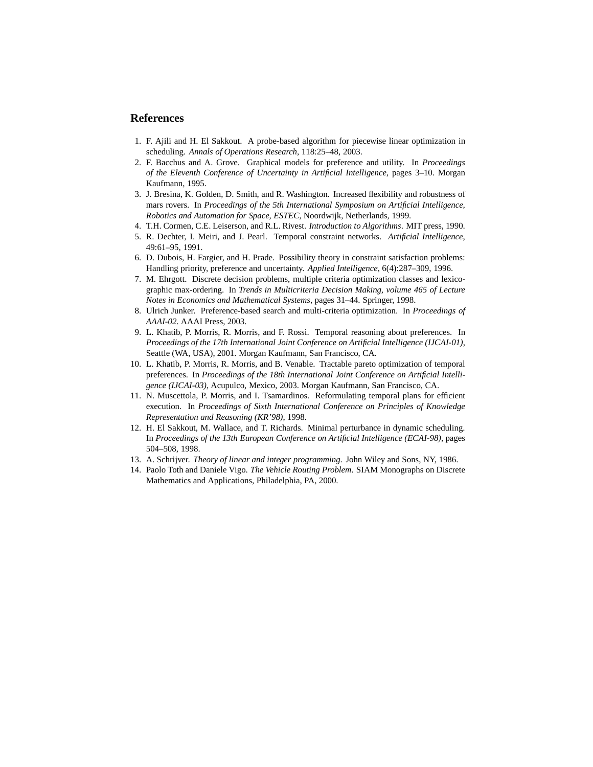## References

1. F. Ajili and H. El Sakkout. A probe-based algorithm for piecewise linear optimization in scheduling. *Annals of Operations Research*, 118:25–48, 2003.
2. F. Bacchus and A. Grove. Graphical models for preference and utility. In *Proceedings of the Eleventh Conference of Uncertainty in Artificial Intelligence*, pages 3–10. Morgan Kaufmann, 1995.
3. J. Bresina, K. Golden, D. Smith, and R. Washington. Increased flexibility and robustness of mars rovers. In *Proceedings of the 5th International Symposium on Artificial Intelligence, Robotics and Automation for Space, ESTEC*, Noordwijk, Netherlands, 1999.
4. T.H. Cormen, C.E. Leiserson, and R.L. Rivest. *Introduction to Algorithms*. MIT press, 1990.
5. R. Dechter, I. Meiri, and J. Pearl. Temporal constraint networks. *Artificial Intelligence*, 49:61–95, 1991.
6. D. Dubois, H. Fargier, and H. Prade. Possibility theory in constraint satisfaction problems: Handling priority, preference and uncertainty. *Applied Intelligence*, 6(4):287–309, 1996.
7. M. Ehrgott. Discrete decision problems, multiple criteria optimization classes and lexicographic max-ordering. In *Trends in Multicriteria Decision Making, volume 465 of Lecture Notes in Economics and Mathematical Systems*, pages 31–44. Springer, 1998.
8. Ulrich Junker. Preference-based search and multi-criteria optimization. In *Proceedings of AAAI-02*. AAAI Press, 2003.
9. L. Khatib, P. Morris, R. Morris, and F. Rossi. Temporal reasoning about preferences. In *Proceedings of the 17th International Joint Conference on Artificial Intelligence (IJCAI-01)*, Seattle (WA, USA), 2001. Morgan Kaufmann, San Francisco, CA.
10. L. Khatib, P. Morris, R. Morris, and B. Venable. Tractable pareto optimization of temporal preferences. In *Proceedings of the 18th International Joint Conference on Artificial Intelligence (IJCAI-03)*, Acupulco, Mexico, 2003. Morgan Kaufmann, San Francisco, CA.
11. N. Muscettola, P. Morris, and I. Tsamardinos. Reformulating temporal plans for efficient execution. In *Proceedings of Sixth International Conference on Principles of Knowledge Representation and Reasoning (KR'98)*, 1998.
12. H. El Sakkout, M. Wallace, and T. Richards. Minimal perturbance in dynamic scheduling. In *Proceedings of the 13th European Conference on Artificial Intelligence (ECAI-98)*, pages 504–508, 1998.
13. A. Schrijver. *Theory of linear and integer programming*. John Wiley and Sons, NY, 1986.
14. Paolo Toth and Daniele Vigo. *The Vehicle Routing Problem*. SIAM Monographs on Discrete Mathematics and Applications, Philadelphia, PA, 2000.